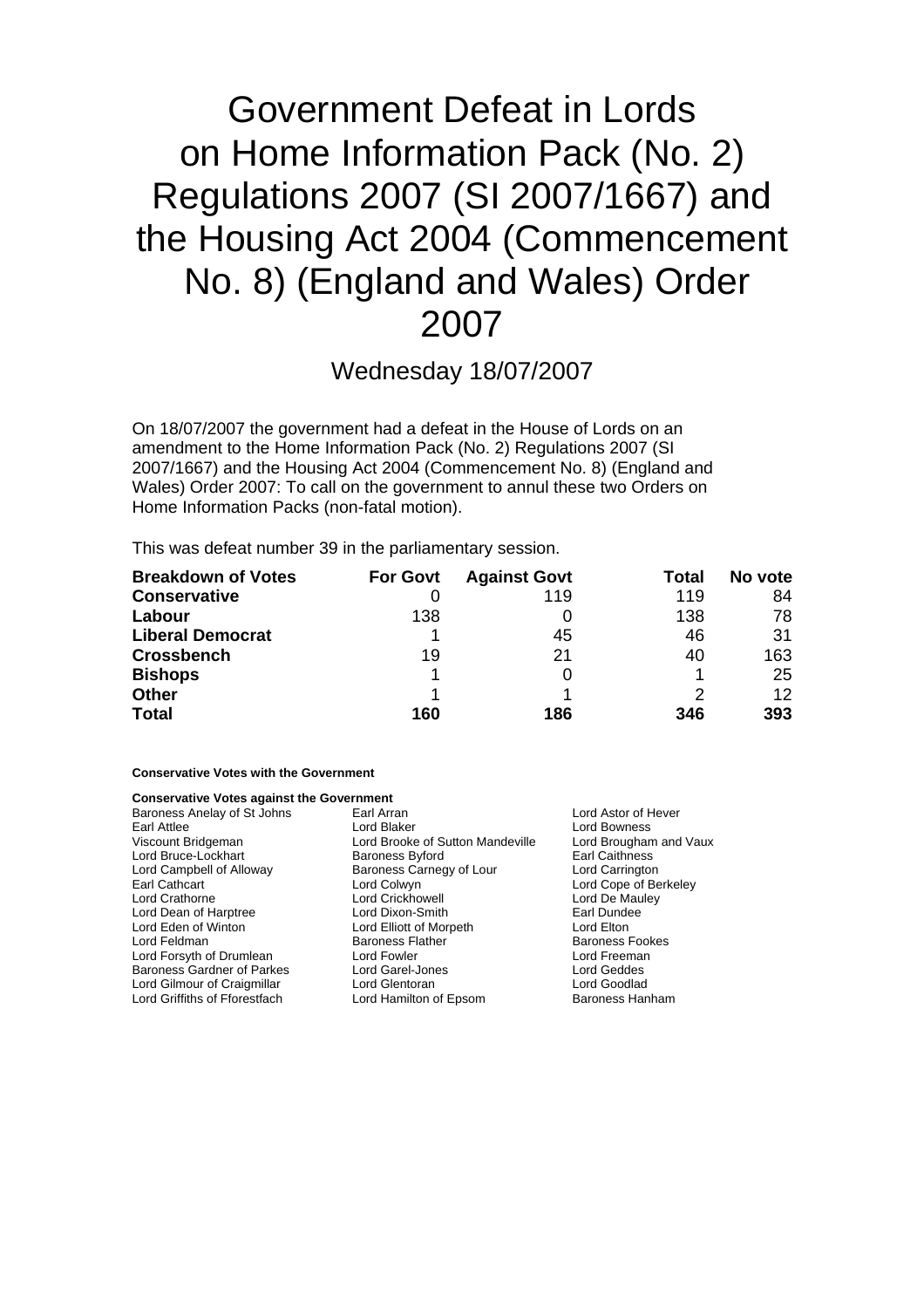# Government Defeat in Lords on Home Information Pack (No. 2) Regulations 2007 (SI 2007/1667) and the Housing Act 2004 (Commencement No. 8) (England and Wales) Order 2007

Wednesday 18/07/2007

On 18/07/2007 the government had a defeat in the House of Lords on an amendment to the Home Information Pack (No. 2) Regulations 2007 (SI 2007/1667) and the Housing Act 2004 (Commencement No. 8) (England and Wales) Order 2007: To call on the government to annul these two Orders on Home Information Packs (non-fatal motion).

This was defeat number 39 in the parliamentary session.

| Breakdown of Votes | For Govt | Against Govt | Total | No vote |
|---|---|---|---|---|
| **Conservative** | 0 | 119 | 119 | 84 |
| **Labour** | 138 | 0 | 138 | 78 |
| **Liberal Democrat** | 1 | 45 | 46 | 31 |
| **Crossbench** | 19 | 21 | 40 | 163 |
| **Bishops** | 1 | 0 | 1 | 25 |
| **Other** | 1 | 1 | 2 | 12 |
| **Total** | **160** | **186** | **346** | **393** |

**Conservative Votes with the Government**

**Conservative Votes against the Government**

Baroness Anelay of St Johns
Earl Arran
Lord Astor of Hever
Earl Attlee
Lord Blaker
Lord Bowness
Viscount Bridgeman
Lord Brooke of Sutton Mandeville
Lord Brougham and Vaux
Lord Bruce-Lockhart
Baroness Byford
Earl Caithness
Lord Campbell of Alloway
Baroness Carnegy of Lour
Lord Carrington
Earl Cathcart
Lord Colwyn
Lord Cope of Berkeley
Lord Crathorne
Lord Crickhowell
Lord De Mauley
Lord Dean of Harptree
Lord Dixon-Smith
Earl Dundee
Lord Eden of Winton
Lord Elliott of Morpeth
Lord Elton
Lord Feldman
Baroness Flather
Baroness Fookes
Lord Forsyth of Drumlean
Lord Fowler
Lord Freeman
Baroness Gardner of Parkes
Lord Garel-Jones
Lord Geddes
Lord Gilmour of Craigmillar
Lord Glentoran
Lord Goodlad
Lord Griffiths of Fforestfach
Lord Hamilton of Epsom
Baroness Hanham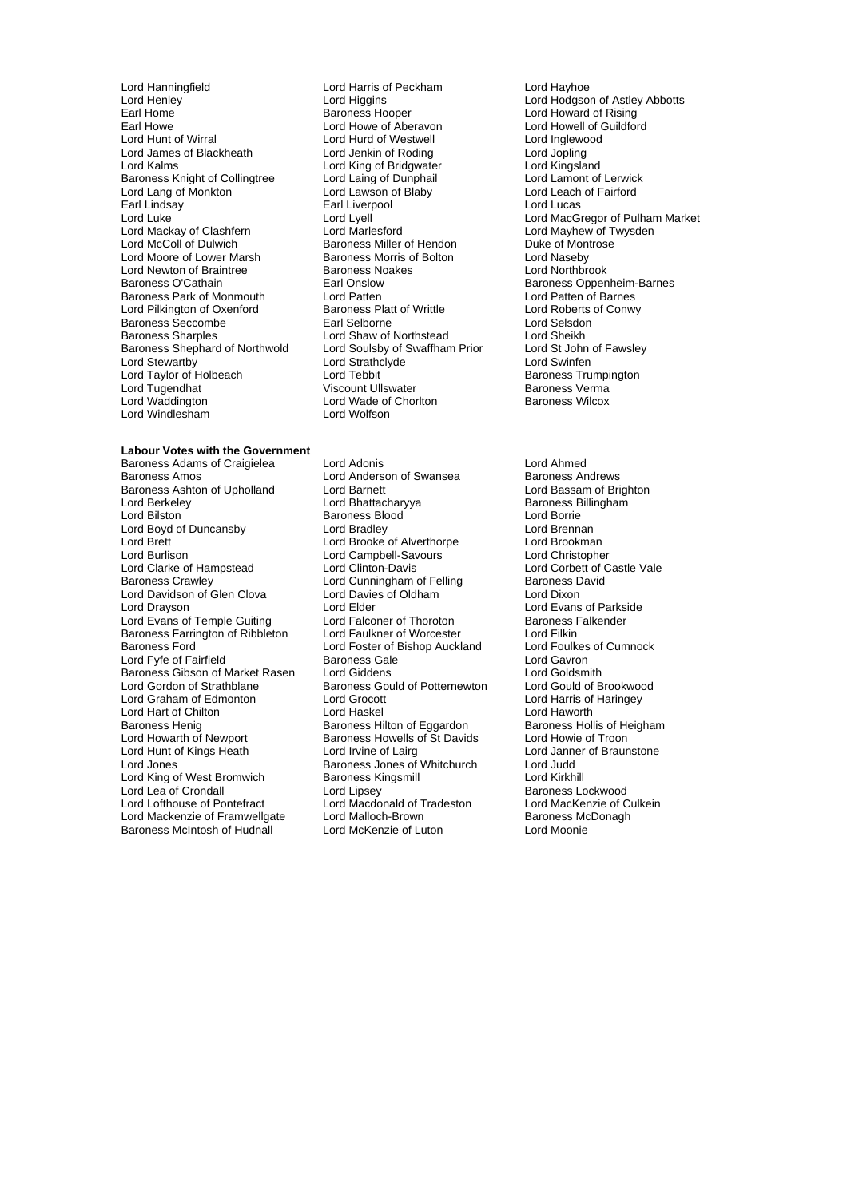Lord Hanningfield
Lord Harris of Peckham
Lord Hayhoe
Lord Henley
Lord Higgins
Lord Hodgson of Astley Abbotts
Earl Home
Baroness Hooper
Lord Howard of Rising
Earl Howe
Lord Howe of Aberavon
Lord Howell of Guildford
Lord Hunt of Wirral
Lord Hurd of Westwell
Lord Inglewood
Lord James of Blackheath
Lord Jenkin of Roding
Lord Jopling
Lord Kalms
Lord King of Bridgwater
Lord Kingsland
Baroness Knight of Collingtree
Lord Laing of Dunphail
Lord Lamont of Lerwick
Lord Lang of Monkton
Lord Lawson of Blaby
Lord Leach of Fairford
Earl Lindsay
Earl Liverpool
Lord Lucas
Lord Luke
Lord Lyell
Lord MacGregor of Pulham Market
Lord Mackay of Clashfern
Lord Marlesford
Lord Mayhew of Twysden
Lord McColl of Dulwich
Baroness Miller of Hendon
Duke of Montrose
Lord Moore of Lower Marsh
Baroness Morris of Bolton
Lord Naseby
Lord Newton of Braintree
Baroness Noakes
Lord Northbrook
Baroness O'Cathain
Earl Onslow
Baroness Oppenheim-Barnes
Baroness Park of Monmouth
Lord Patten
Lord Patten of Barnes
Lord Pilkington of Oxenford
Baroness Platt of Writtle
Lord Roberts of Conwy
Baroness Seccombe
Earl Selborne
Lord Selsdon
Baroness Sharples
Lord Shaw of Northstead
Lord Sheikh
Baroness Shephard of Northwold
Lord Soulsby of Swaffham Prior
Lord St John of Fawsley
Lord Stewartby
Lord Strathclyde
Lord Swinfen
Lord Taylor of Holbeach
Lord Tebbit
Baroness Trumpington
Lord Tugendhat
Viscount Ullswater
Baroness Verma
Lord Waddington
Lord Wade of Chorlton
Baroness Wilcox
Lord Windlesham
Lord Wolfson

**Labour Votes with the Government**

Baroness Adams of Craigielea
Lord Adonis
Lord Ahmed
Baroness Amos
Lord Anderson of Swansea
Baroness Andrews
Baroness Ashton of Upholland
Lord Barnett
Lord Bassam of Brighton
Lord Berkeley
Lord Bhattacharyya
Baroness Billingham
Lord Bilston
Baroness Blood
Lord Borrie
Lord Boyd of Duncansby
Lord Bradley
Lord Brennan
Lord Brett
Lord Brooke of Alverthorpe
Lord Brookman
Lord Burlison
Lord Campbell-Savours
Lord Christopher
Lord Clarke of Hampstead
Lord Clinton-Davis
Lord Corbett of Castle Vale
Baroness Crawley
Lord Cunningham of Felling
Baroness David
Lord Davidson of Glen Clova
Lord Davies of Oldham
Lord Dixon
Lord Drayson
Lord Elder
Lord Evans of Parkside
Lord Evans of Temple Guiting
Lord Falconer of Thoroton
Baroness Falkender
Baroness Farrington of Ribbleton
Lord Faulkner of Worcester
Lord Filkin
Baroness Ford
Lord Foster of Bishop Auckland
Lord Foulkes of Cumnock
Lord Fyfe of Fairfield
Baroness Gale
Lord Gavron
Baroness Gibson of Market Rasen
Lord Giddens
Lord Goldsmith
Lord Gordon of Strathblane
Baroness Gould of Potternewton
Lord Gould of Brookwood
Lord Graham of Edmonton
Lord Grocott
Lord Harris of Haringey
Lord Hart of Chilton
Lord Haskel
Lord Haworth
Baroness Henig
Baroness Hilton of Eggardon
Baroness Hollis of Heigham
Lord Howarth of Newport
Baroness Howells of St Davids
Lord Howie of Troon
Lord Hunt of Kings Heath
Lord Irvine of Lairg
Lord Janner of Braunstone
Lord Jones
Baroness Jones of Whitchurch
Lord Judd
Lord King of West Bromwich
Baroness Kingsmill
Lord Kirkhill
Lord Lea of Crondall
Lord Lipsey
Baroness Lockwood
Lord Lofthouse of Pontefract
Lord Macdonald of Tradeston
Lord MacKenzie of Culkein
Lord Mackenzie of Framwellgate
Lord Malloch-Brown
Baroness McDonagh
Baroness McIntosh of Hudnall
Lord McKenzie of Luton
Lord Moonie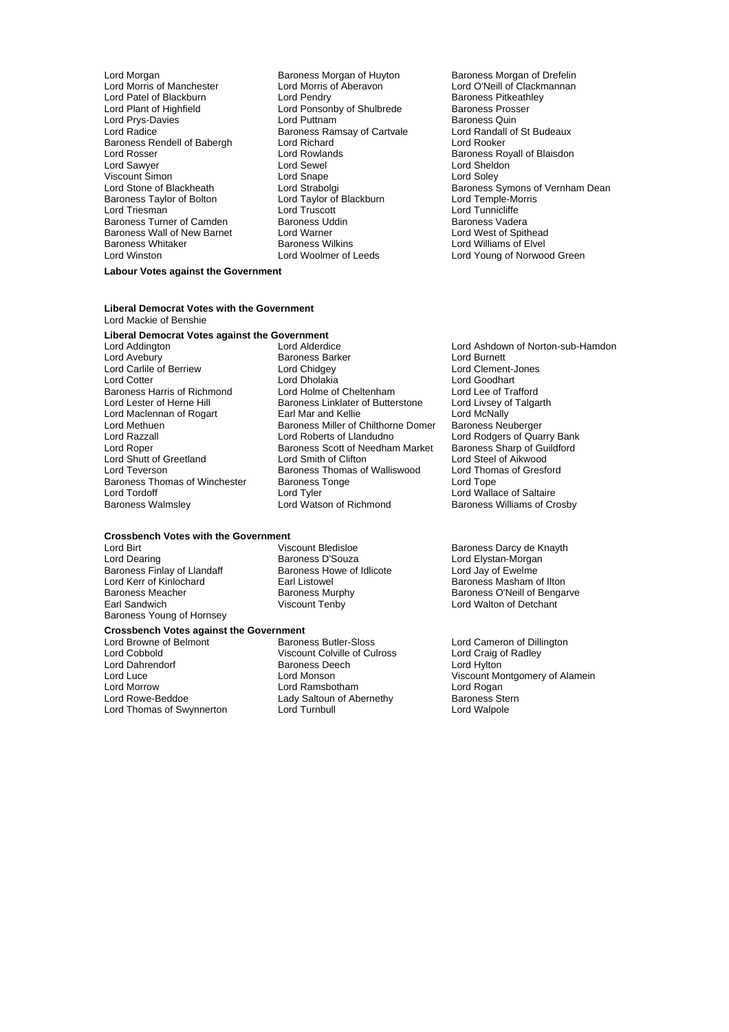Lord Morgan
Baroness Morgan of Huyton
Baroness Morgan of Drefelin
Lord Morris of Manchester
Lord Morris of Aberavon
Lord O'Neill of Clackmannan
Lord Patel of Blackburn
Lord Pendry
Baroness Pitkeathley
Lord Plant of Highfield
Lord Ponsonby of Shulbrede
Baroness Prosser
Lord Prys-Davies
Lord Puttnam
Baroness Quin
Lord Radice
Baroness Ramsay of Cartvale
Lord Randall of St Budeaux
Baroness Rendell of Babergh
Lord Richard
Lord Rooker
Lord Rosser
Lord Rowlands
Baroness Royall of Blaisdon
Lord Sawyer
Lord Sewel
Lord Sheldon
Viscount Simon
Lord Snape
Lord Soley
Lord Stone of Blackheath
Lord Strabolgi
Baroness Symons of Vernham Dean
Baroness Taylor of Bolton
Lord Taylor of Blackburn
Lord Temple-Morris
Lord Triesman
Lord Truscott
Lord Tunnicliffe
Baroness Turner of Camden
Baroness Uddin
Baroness Vadera
Baroness Wall of New Barnet
Lord Warner
Lord West of Spithead
Baroness Whitaker
Baroness Wilkins
Lord Williams of Elvel
Lord Winston
Lord Woolmer of Leeds
Lord Young of Norwood Green

**Labour Votes against the Government**

**Liberal Democrat Votes with the Government**

Lord Mackie of Benshie

**Liberal Democrat Votes against the Government**

Lord Addington
Lord Alderdice
Lord Ashdown of Norton-sub-Hamdon
Lord Avebury
Baroness Barker
Lord Burnett
Lord Carlile of Berriew
Lord Chidgey
Lord Clement-Jones
Lord Cotter
Lord Dholakia
Lord Goodhart
Baroness Harris of Richmond
Lord Holme of Cheltenham
Lord Lee of Trafford
Lord Lester of Herne Hill
Baroness Linklater of Butterstone
Lord Livsey of Talgarth
Lord Maclennan of Rogart
Earl Mar and Kellie
Lord McNally
Lord Methuen
Baroness Miller of Chilthorne Domer
Baroness Neuberger
Lord Razzall
Lord Roberts of Llandudno
Lord Rodgers of Quarry Bank
Lord Roper
Baroness Scott of Needham Market
Baroness Sharp of Guildford
Lord Shutt of Greetland
Lord Smith of Clifton
Lord Steel of Aikwood
Lord Teverson
Baroness Thomas of Walliswood
Lord Thomas of Gresford
Baroness Thomas of Winchester
Baroness Tonge
Lord Tope
Lord Tordoff
Lord Tyler
Lord Wallace of Saltaire
Baroness Walmsley
Lord Watson of Richmond
Baroness Williams of Crosby

**Crossbench Votes with the Government**

Lord Birt
Viscount Bledisloe
Baroness Darcy de Knayth
Lord Dearing
Baroness D'Souza
Lord Elystan-Morgan
Baroness Finlay of Llandaff
Baroness Howe of Idlicote
Lord Jay of Ewelme
Lord Kerr of Kinlochard
Earl Listowel
Baroness Masham of Ilton
Baroness Meacher
Baroness Murphy
Baroness O'Neill of Bengarve
Earl Sandwich
Viscount Tenby
Lord Walton of Detchant
Baroness Young of Hornsey

**Crossbench Votes against the Government**

Lord Browne of Belmont
Baroness Butler-Sloss
Lord Cameron of Dillington
Lord Cobbold
Viscount Colville of Culross
Lord Craig of Radley
Lord Dahrendorf
Baroness Deech
Lord Hylton
Lord Luce
Lord Monson
Viscount Montgomery of Alamein
Lord Morrow
Lord Ramsbotham
Lord Rogan
Lord Rowe-Beddoe
Lady Saltoun of Abernethy
Baroness Stern
Lord Thomas of Swynnerton
Lord Turnbull
Lord Walpole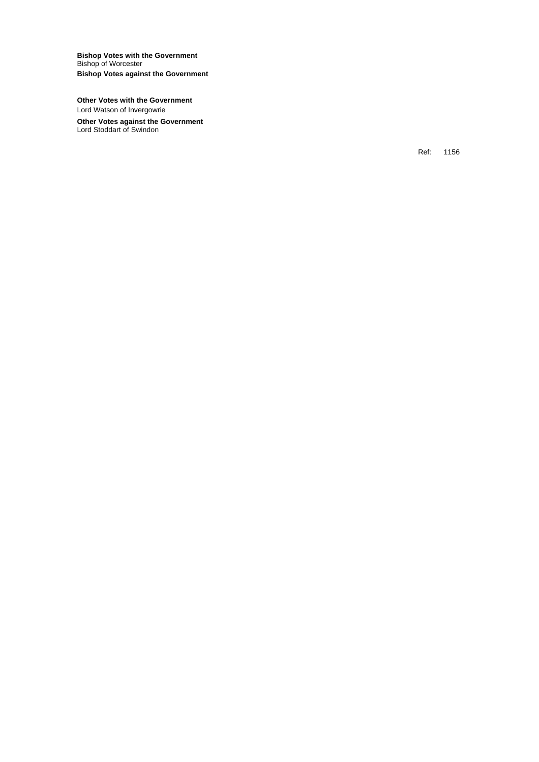**Bishop Votes with the Government**
Bishop of Worcester
**Bishop Votes against the Government**

**Other Votes with the Government**
Lord Watson of Invergowrie

**Other Votes against the Government**
Lord Stoddart of Swindon

Ref: 1156